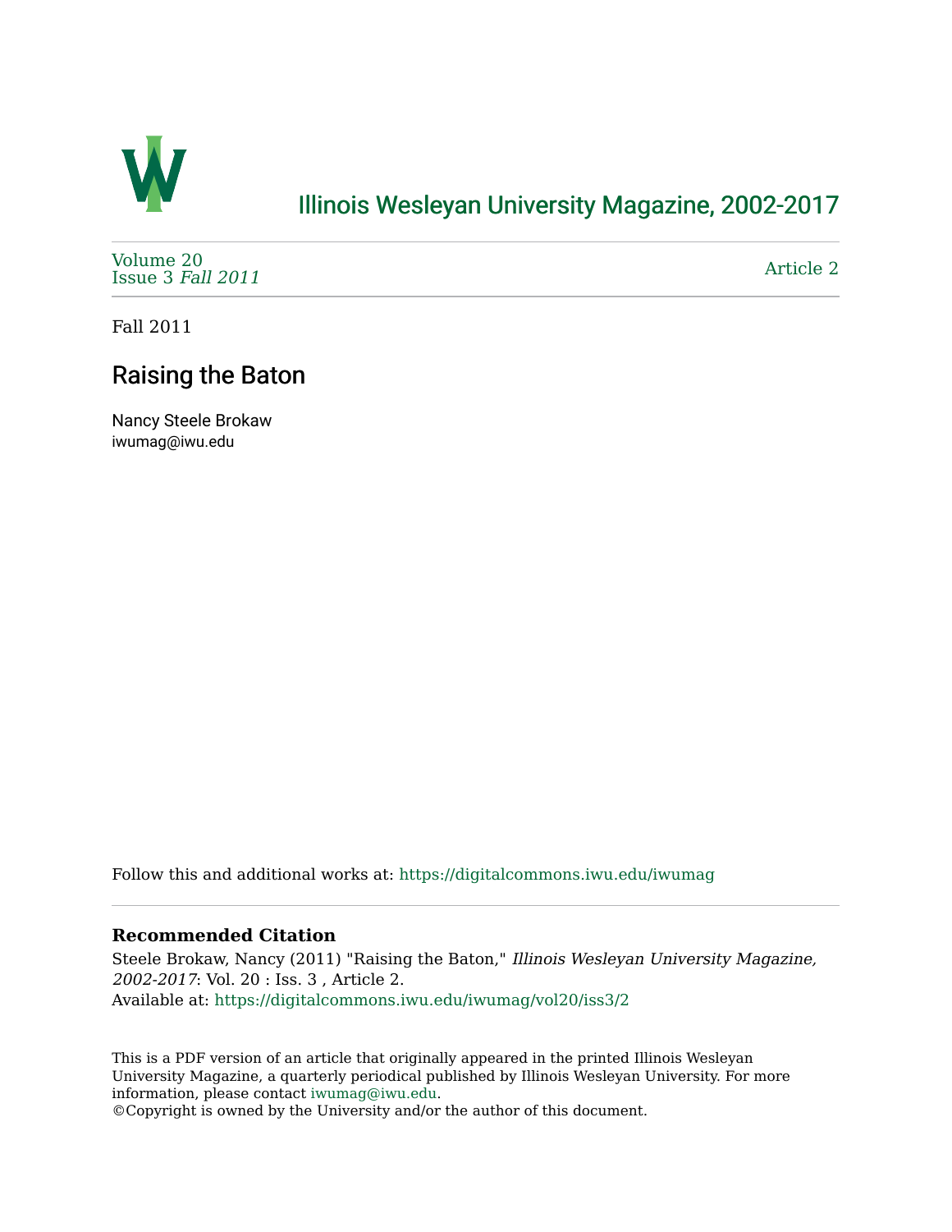# Illinois Wesleyan University Magazine, 2002-2017

Volume 20
Issue 3 *Fall 2011*

Article 2

Fall 2011

## Raising the Baton

Nancy Steele Brokaw
iwumag@iwu.edu

Follow this and additional works at: https://digitalcommons.iwu.edu/iwumag

**Recommended Citation**

Steele Brokaw, Nancy (2011) "Raising the Baton," *Illinois Wesleyan University Magazine, 2002-2017*: Vol. 20 : Iss. 3 , Article 2.
Available at: https://digitalcommons.iwu.edu/iwumag/vol20/iss3/2

This is a PDF version of an article that originally appeared in the printed Illinois Wesleyan University Magazine, a quarterly periodical published by Illinois Wesleyan University. For more information, please contact iwumag@iwu.edu.
©Copyright is owned by the University and/or the author of this document.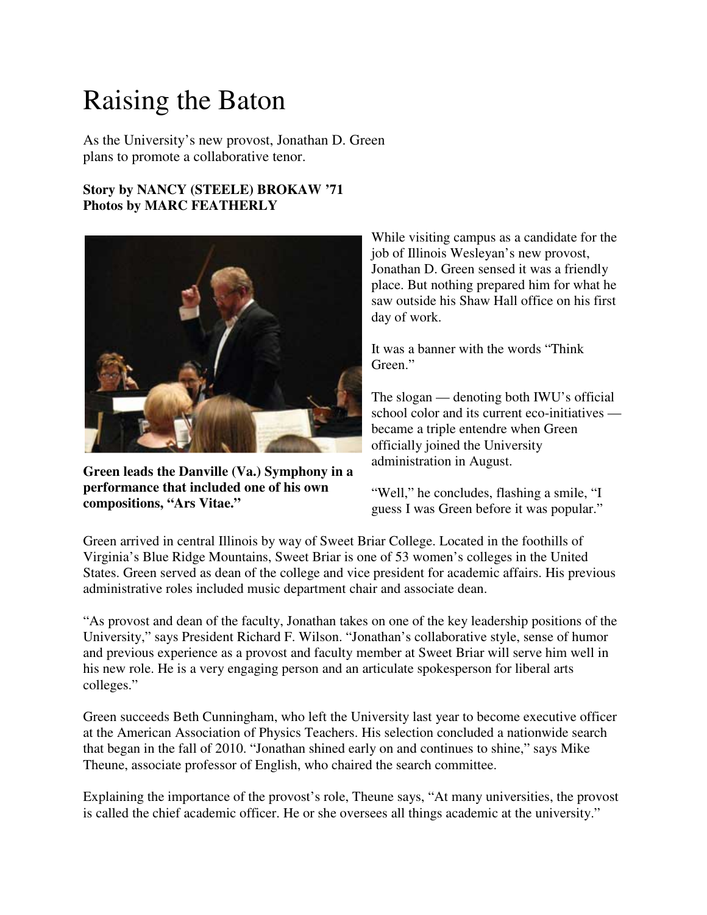# Raising the Baton

As the University's new provost, Jonathan D. Green plans to promote a collaborative tenor.

**Story by NANCY (STEELE) BROKAW '71**
**Photos by MARC FEATHERLY**

**Green leads the Danville (Va.) Symphony in a performance that included one of his own compositions, "Ars Vitae."**

While visiting campus as a candidate for the job of Illinois Wesleyan's new provost, Jonathan D. Green sensed it was a friendly place. But nothing prepared him for what he saw outside his Shaw Hall office on his first day of work.

It was a banner with the words "Think Green."

The slogan — denoting both IWU's official school color and its current eco-initiatives — became a triple entendre when Green officially joined the University administration in August.

"Well," he concludes, flashing a smile, "I guess I was Green before it was popular."

Green arrived in central Illinois by way of Sweet Briar College. Located in the foothills of Virginia's Blue Ridge Mountains, Sweet Briar is one of 53 women's colleges in the United States. Green served as dean of the college and vice president for academic affairs. His previous administrative roles included music department chair and associate dean.

"As provost and dean of the faculty, Jonathan takes on one of the key leadership positions of the University," says President Richard F. Wilson. "Jonathan's collaborative style, sense of humor and previous experience as a provost and faculty member at Sweet Briar will serve him well in his new role. He is a very engaging person and an articulate spokesperson for liberal arts colleges."

Green succeeds Beth Cunningham, who left the University last year to become executive officer at the American Association of Physics Teachers. His selection concluded a nationwide search that began in the fall of 2010. "Jonathan shined early on and continues to shine," says Mike Theune, associate professor of English, who chaired the search committee.

Explaining the importance of the provost's role, Theune says, "At many universities, the provost is called the chief academic officer. He or she oversees all things academic at the university."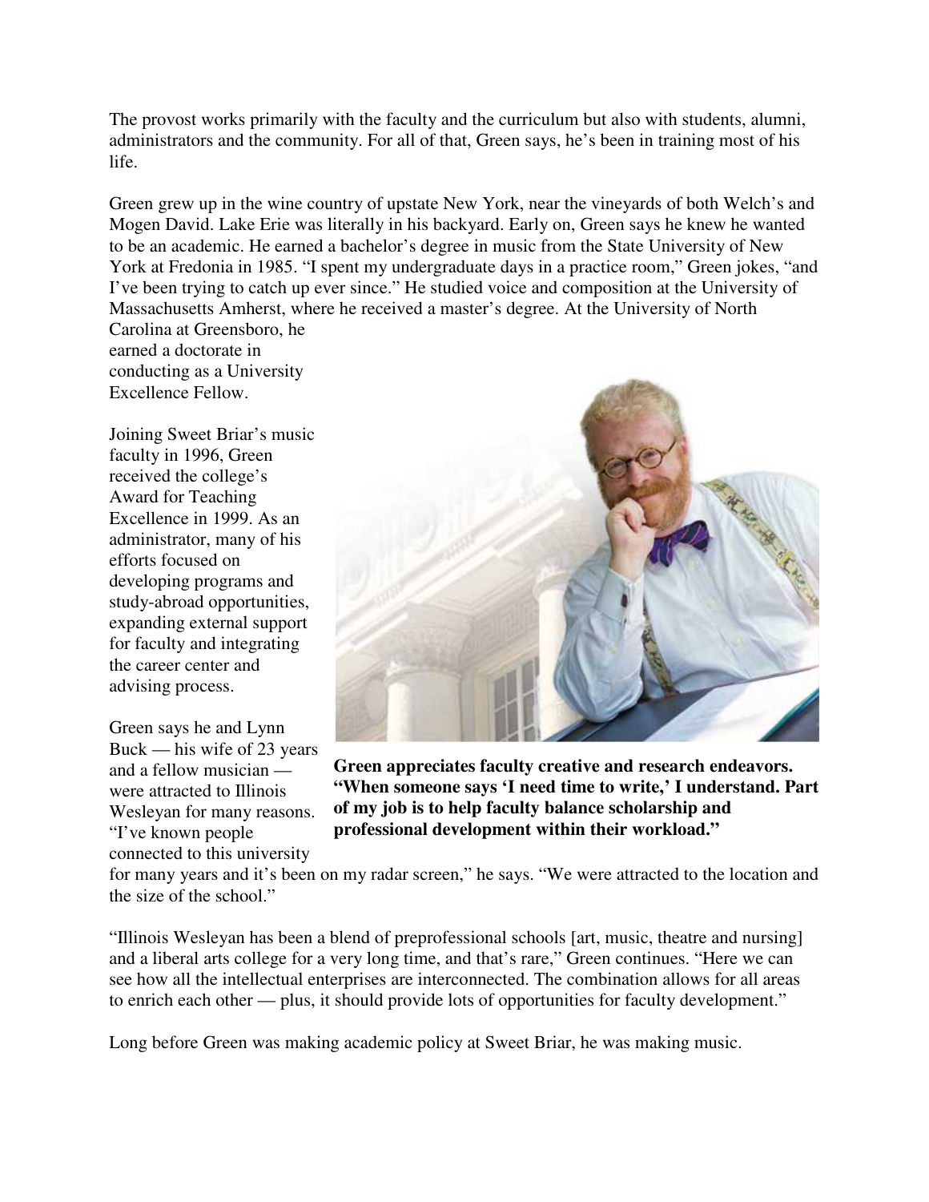The provost works primarily with the faculty and the curriculum but also with students, alumni, administrators and the community. For all of that, Green says, he's been in training most of his life.

Green grew up in the wine country of upstate New York, near the vineyards of both Welch's and Mogen David. Lake Erie was literally in his backyard. Early on, Green says he knew he wanted to be an academic. He earned a bachelor's degree in music from the State University of New York at Fredonia in 1985. "I spent my undergraduate days in a practice room," Green jokes, "and I've been trying to catch up ever since." He studied voice and composition at the University of Massachusetts Amherst, where he received a master's degree. At the University of North Carolina at Greensboro, he earned a doctorate in conducting as a University Excellence Fellow.

Joining Sweet Briar's music faculty in 1996, Green received the college's Award for Teaching Excellence in 1999. As an administrator, many of his efforts focused on developing programs and study-abroad opportunities, expanding external support for faculty and integrating the career center and advising process.

**Green appreciates faculty creative and research endeavors. "When someone says 'I need time to write,' I understand. Part of my job is to help faculty balance scholarship and professional development within their workload."**

Green says he and Lynn Buck — his wife of 23 years and a fellow musician — were attracted to Illinois Wesleyan for many reasons. "I've known people connected to this university for many years and it's been on my radar screen," he says. "We were attracted to the location and the size of the school."

"Illinois Wesleyan has been a blend of preprofessional schools [art, music, theatre and nursing] and a liberal arts college for a very long time, and that's rare," Green continues. "Here we can see how all the intellectual enterprises are interconnected. The combination allows for all areas to enrich each other — plus, it should provide lots of opportunities for faculty development."

Long before Green was making academic policy at Sweet Briar, he was making music.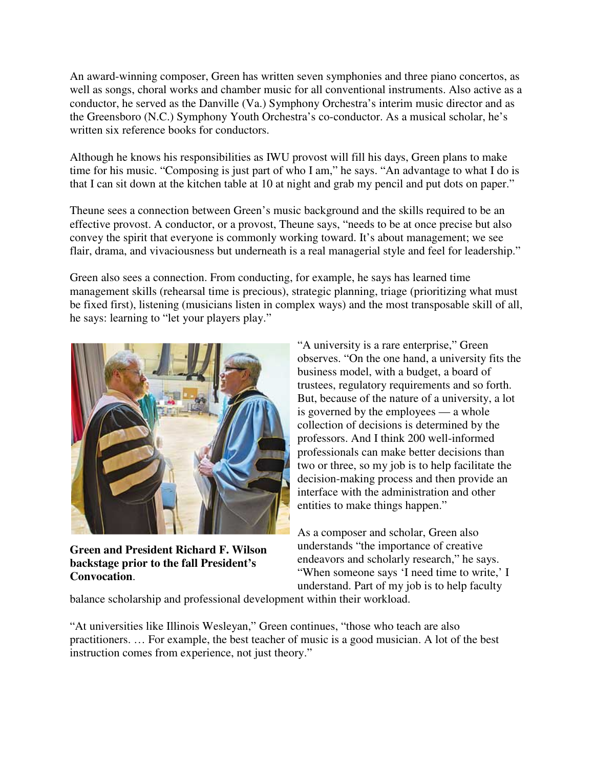An award-winning composer, Green has written seven symphonies and three piano concertos, as well as songs, choral works and chamber music for all conventional instruments. Also active as a conductor, he served as the Danville (Va.) Symphony Orchestra's interim music director and as the Greensboro (N.C.) Symphony Youth Orchestra's co-conductor. As a musical scholar, he's written six reference books for conductors.

Although he knows his responsibilities as IWU provost will fill his days, Green plans to make time for his music. "Composing is just part of who I am," he says. "An advantage to what I do is that I can sit down at the kitchen table at 10 at night and grab my pencil and put dots on paper."

Theune sees a connection between Green's music background and the skills required to be an effective provost. A conductor, or a provost, Theune says, "needs to be at once precise but also convey the spirit that everyone is commonly working toward. It's about management; we see flair, drama, and vivaciousness but underneath is a real managerial style and feel for leadership."

Green also sees a connection. From conducting, for example, he says has learned time management skills (rehearsal time is precious), strategic planning, triage (prioritizing what must be fixed first), listening (musicians listen in complex ways) and the most transposable skill of all, he says: learning to "let your players play."

**Green and President Richard F. Wilson backstage prior to the fall President's Convocation**.

"A university is a rare enterprise," Green observes. "On the one hand, a university fits the business model, with a budget, a board of trustees, regulatory requirements and so forth. But, because of the nature of a university, a lot is governed by the employees — a whole collection of decisions is determined by the professors. And I think 200 well-informed professionals can make better decisions than two or three, so my job is to help facilitate the decision-making process and then provide an interface with the administration and other entities to make things happen."

As a composer and scholar, Green also understands "the importance of creative endeavors and scholarly research," he says. "When someone says 'I need time to write,' I understand. Part of my job is to help faculty balance scholarship and professional development within their workload.

"At universities like Illinois Wesleyan," Green continues, "those who teach are also practitioners. … For example, the best teacher of music is a good musician. A lot of the best instruction comes from experience, not just theory."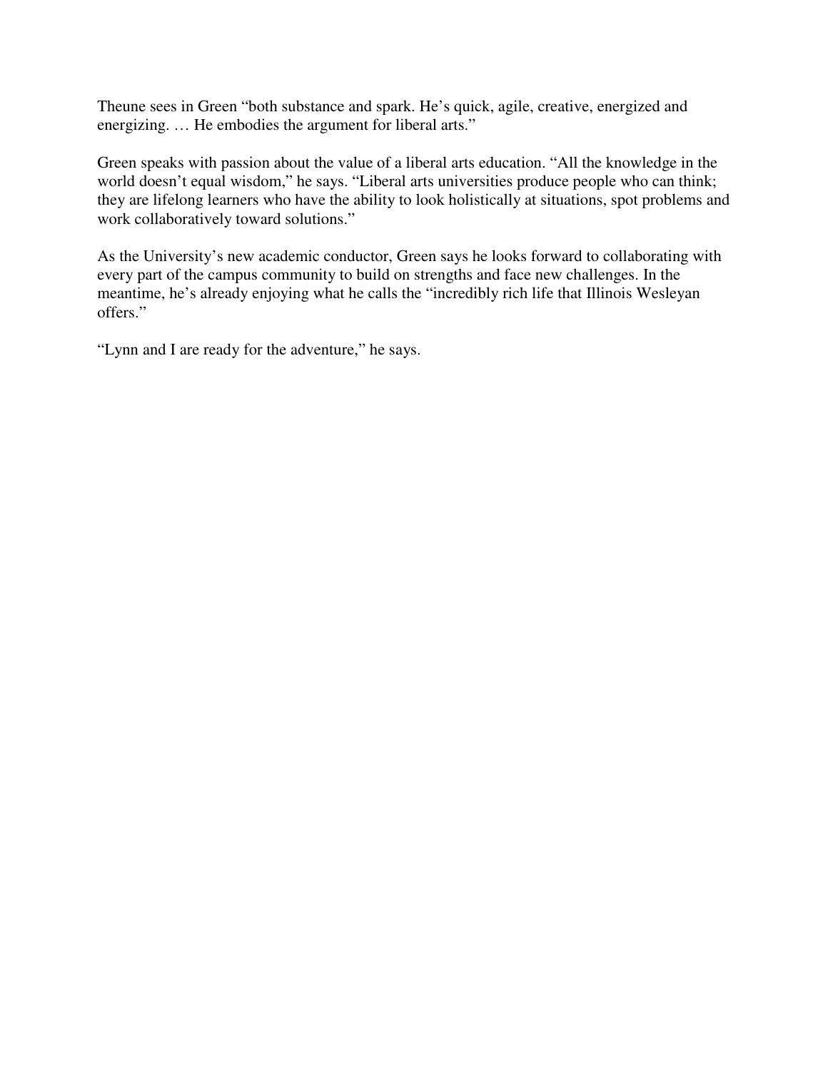Theune sees in Green "both substance and spark. He's quick, agile, creative, energized and energizing. … He embodies the argument for liberal arts."

Green speaks with passion about the value of a liberal arts education. "All the knowledge in the world doesn't equal wisdom," he says. "Liberal arts universities produce people who can think; they are lifelong learners who have the ability to look holistically at situations, spot problems and work collaboratively toward solutions."

As the University's new academic conductor, Green says he looks forward to collaborating with every part of the campus community to build on strengths and face new challenges. In the meantime, he's already enjoying what he calls the "incredibly rich life that Illinois Wesleyan offers."

"Lynn and I are ready for the adventure," he says.